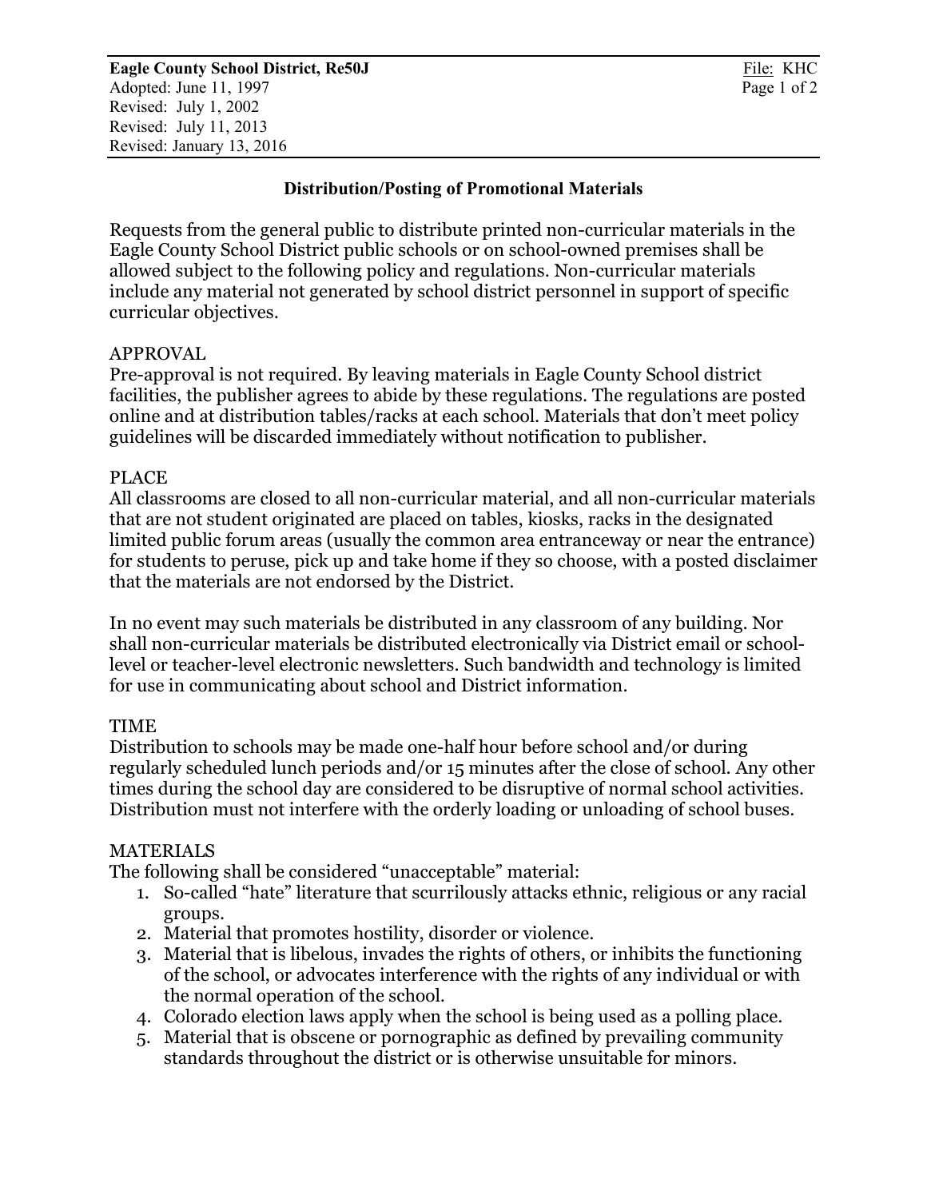**Eagle County School District, Re50J**
Adopted: June 11, 1997
Revised: July 1, 2002
Revised: July 11, 2013
Revised: January 13, 2016

File: KHC

## Distribution/Posting of Promotional Materials

Requests from the general public to distribute printed non-curricular materials in the Eagle County School District public schools or on school-owned premises shall be allowed subject to the following policy and regulations. Non-curricular materials include any material not generated by school district personnel in support of specific curricular objectives.

### APPROVAL

Pre-approval is not required. By leaving materials in Eagle County School district facilities, the publisher agrees to abide by these regulations. The regulations are posted online and at distribution tables/racks at each school. Materials that don't meet policy guidelines will be discarded immediately without notification to publisher.

### PLACE

All classrooms are closed to all non-curricular material, and all non-curricular materials that are not student originated are placed on tables, kiosks, racks in the designated limited public forum areas (usually the common area entranceway or near the entrance) for students to peruse, pick up and take home if they so choose, with a posted disclaimer that the materials are not endorsed by the District.

In no event may such materials be distributed in any classroom of any building. Nor shall non-curricular materials be distributed electronically via District email or school-level or teacher-level electronic newsletters. Such bandwidth and technology is limited for use in communicating about school and District information.

### TIME

Distribution to schools may be made one-half hour before school and/or during regularly scheduled lunch periods and/or 15 minutes after the close of school. Any other times during the school day are considered to be disruptive of normal school activities. Distribution must not interfere with the orderly loading or unloading of school buses.

### MATERIALS

The following shall be considered "unacceptable" material:

1. So-called "hate" literature that scurrilously attacks ethnic, religious or any racial groups.
2. Material that promotes hostility, disorder or violence.
3. Material that is libelous, invades the rights of others, or inhibits the functioning of the school, or advocates interference with the rights of any individual or with the normal operation of the school.
4. Colorado election laws apply when the school is being used as a polling place.
5. Material that is obscene or pornographic as defined by prevailing community standards throughout the district or is otherwise unsuitable for minors.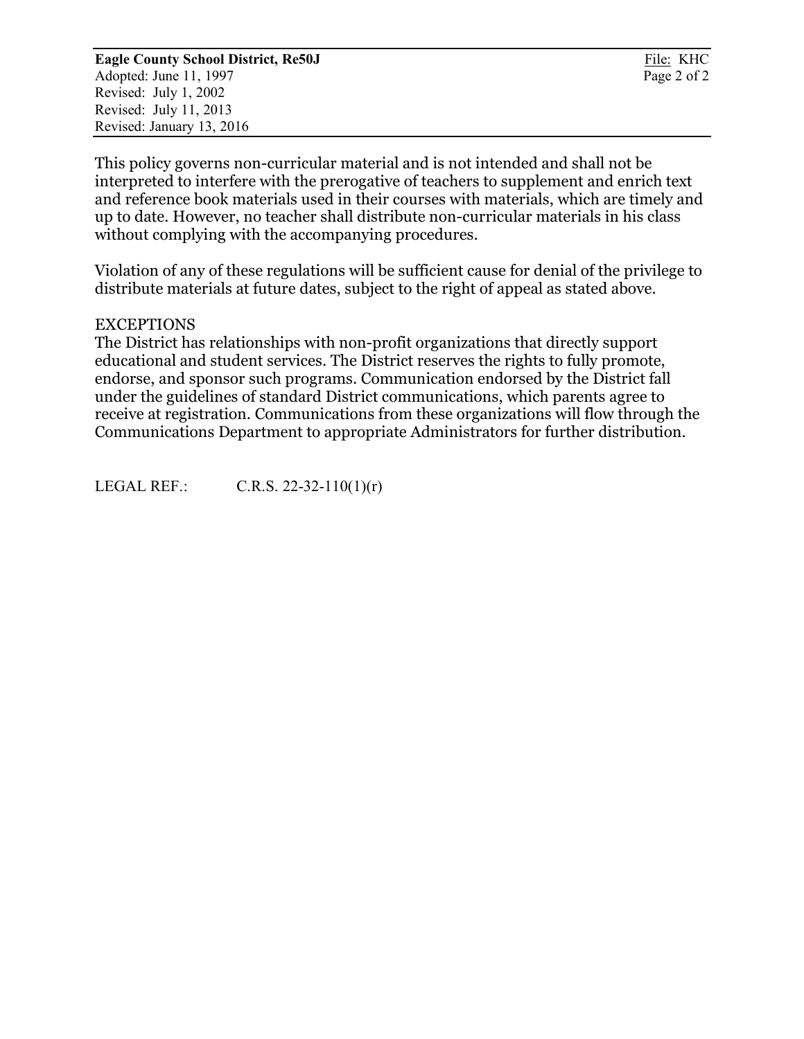This policy governs non-curricular material and is not intended and shall not be interpreted to interfere with the prerogative of teachers to supplement and enrich text and reference book materials used in their courses with materials, which are timely and up to date. However, no teacher shall distribute non-curricular materials in his class without complying with the accompanying procedures.

Violation of any of these regulations will be sufficient cause for denial of the privilege to distribute materials at future dates, subject to the right of appeal as stated above.

EXCEPTIONS

The District has relationships with non-profit organizations that directly support educational and student services. The District reserves the rights to fully promote, endorse, and sponsor such programs. Communication endorsed by the District fall under the guidelines of standard District communications, which parents agree to receive at registration. Communications from these organizations will flow through the Communications Department to appropriate Administrators for further distribution.

LEGAL REF.: C.R.S. 22-32-110(1)(r)